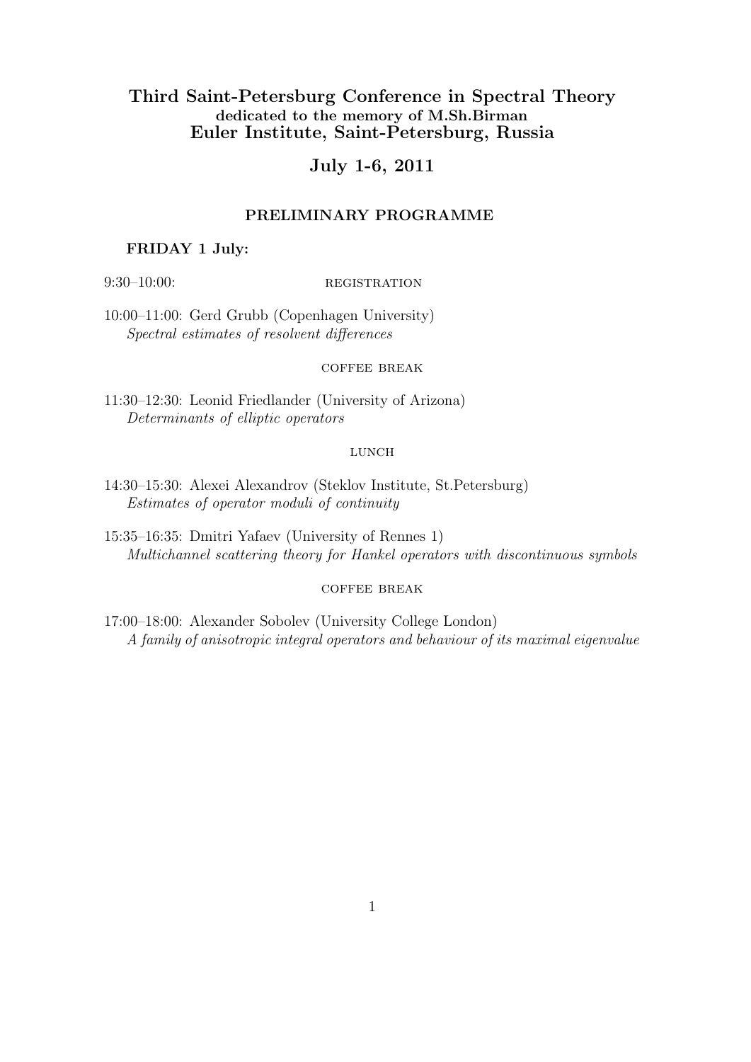# Third Saint-Petersburg Conference in Spectral Theory

### dedicated to the memory of M.Sh.Birman

## Euler Institute, Saint-Petersburg, Russia

## July 1-6, 2011

### PRELIMINARY PROGRAMME

**FRIDAY 1 July:**

9:30–10:00: REGISTRATION

10:00–11:00: Gerd Grubb (Copenhagen University)
*Spectral estimates of resolvent differences*

COFFEE BREAK

11:30–12:30: Leonid Friedlander (University of Arizona)
*Determinants of elliptic operators*

LUNCH

14:30–15:30: Alexei Alexandrov (Steklov Institute, St.Petersburg)
*Estimates of operator moduli of continuity*

15:35–16:35: Dmitri Yafaev (University of Rennes 1)
*Multichannel scattering theory for Hankel operators with discontinuous symbols*

COFFEE BREAK

17:00–18:00: Alexander Sobolev (University College London)
*A family of anisotropic integral operators and behaviour of its maximal eigenvalue*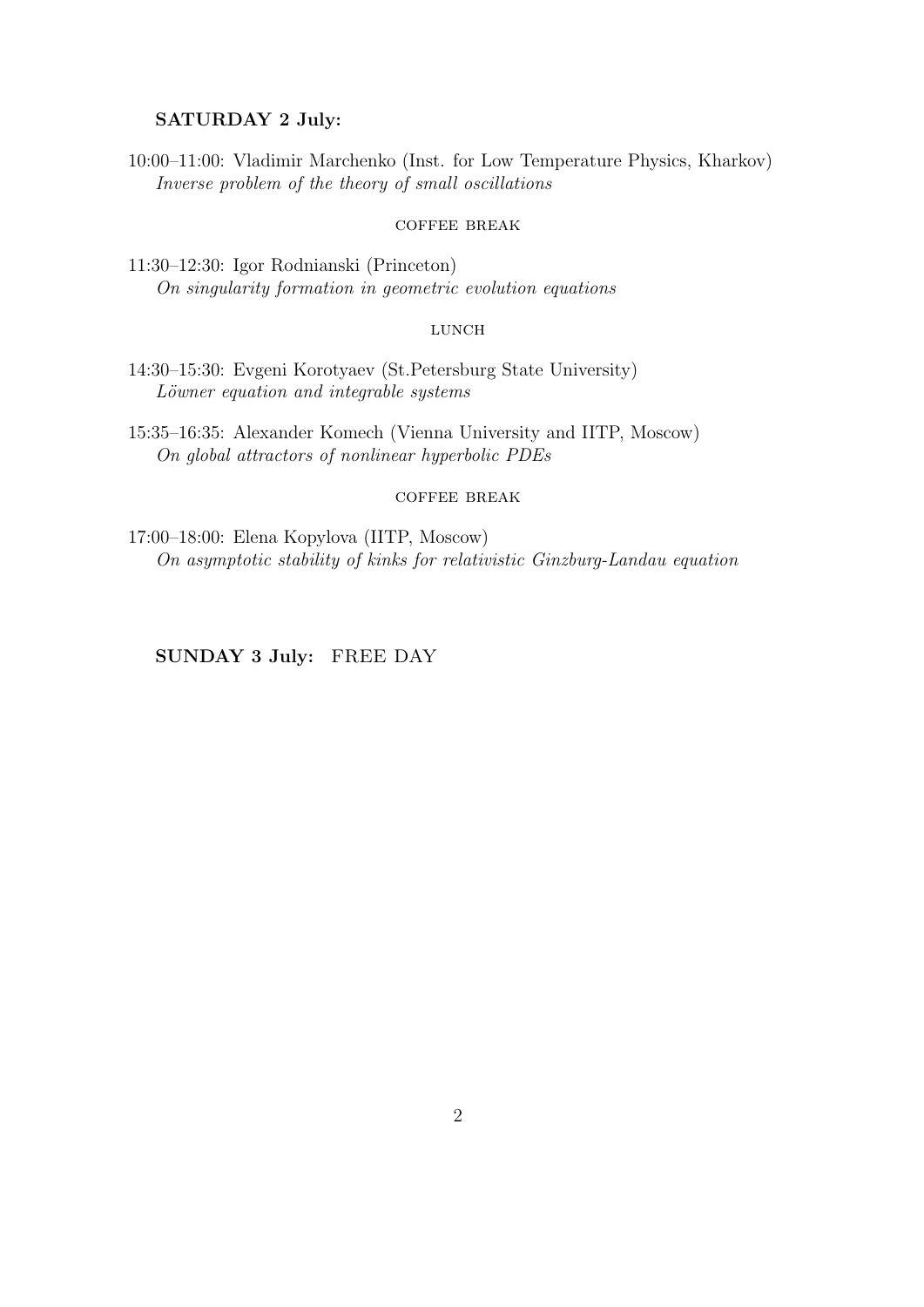**SATURDAY 2 July:**

10:00–11:00: Vladimir Marchenko (Inst. for Low Temperature Physics, Kharkov)
*Inverse problem of the theory of small oscillations*

COFFEE BREAK

11:30–12:30: Igor Rodnianski (Princeton)
*On singularity formation in geometric evolution equations*

LUNCH

14:30–15:30: Evgeni Korotyaev (St.Petersburg State University)
*Löwner equation and integrable systems*

15:35–16:35: Alexander Komech (Vienna University and IITP, Moscow)
*On global attractors of nonlinear hyperbolic PDEs*

COFFEE BREAK

17:00–18:00: Elena Kopylova (IITP, Moscow)
*On asymptotic stability of kinks for relativistic Ginzburg-Landau equation*

**SUNDAY 3 July:** FREE DAY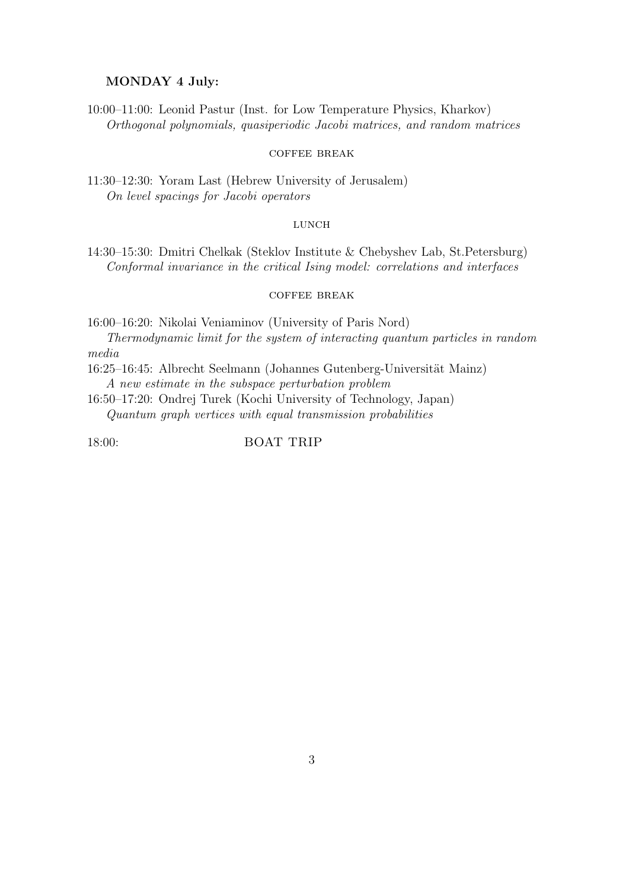**MONDAY 4 July:**

10:00–11:00: Leonid Pastur (Inst. for Low Temperature Physics, Kharkov)
*Orthogonal polynomials, quasiperiodic Jacobi matrices, and random matrices*

COFFEE BREAK

11:30–12:30: Yoram Last (Hebrew University of Jerusalem)
*On level spacings for Jacobi operators*

LUNCH

14:30–15:30: Dmitri Chelkak (Steklov Institute & Chebyshev Lab, St.Petersburg)
*Conformal invariance in the critical Ising model: correlations and interfaces*

COFFEE BREAK

16:00–16:20: Nikolai Veniaminov (University of Paris Nord)
*Thermodynamic limit for the system of interacting quantum particles in random media*

16:25–16:45: Albrecht Seelmann (Johannes Gutenberg-Universität Mainz)
*A new estimate in the subspace perturbation problem*

16:50–17:20: Ondrej Turek (Kochi University of Technology, Japan)
*Quantum graph vertices with equal transmission probabilities*

18:00: BOAT TRIP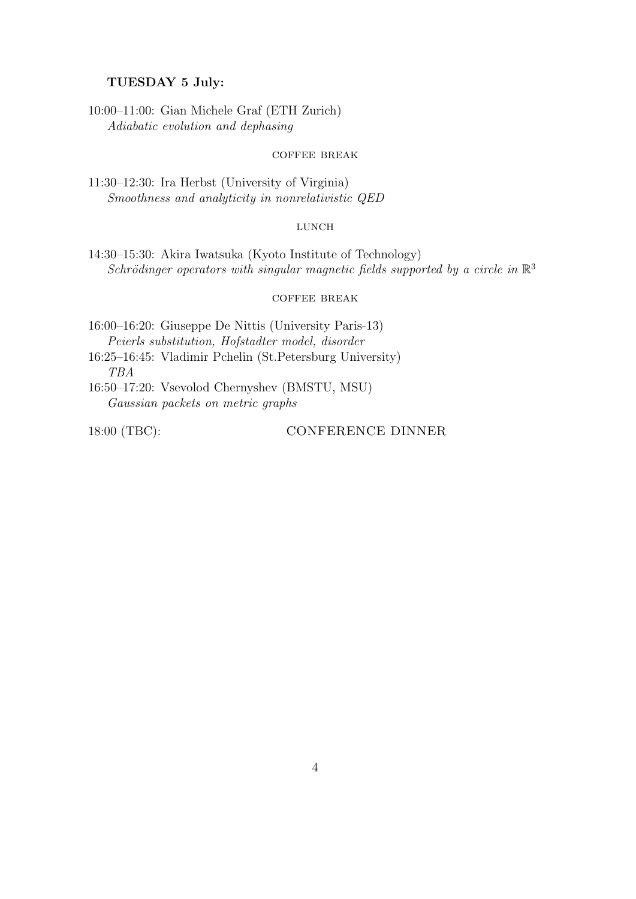**TUESDAY 5 July:**

10:00–11:00: Gian Michele Graf (ETH Zurich)
*Adiabatic evolution and dephasing*

COFFEE BREAK

11:30–12:30: Ira Herbst (University of Virginia)
*Smoothness and analyticity in nonrelativistic QED*

LUNCH

14:30–15:30: Akira Iwatsuka (Kyoto Institute of Technology)
*Schrödinger operators with singular magnetic fields supported by a circle in* $\mathbb{R}^3$

COFFEE BREAK

16:00–16:20: Giuseppe De Nittis (University Paris-13)
*Peierls substitution, Hofstadter model, disorder*

16:25–16:45: Vladimir Pchelin (St.Petersburg University)
*TBA*

16:50–17:20: Vsevolod Chernyshev (BMSTU, MSU)
*Gaussian packets on metric graphs*

18:00 (TBC): CONFERENCE DINNER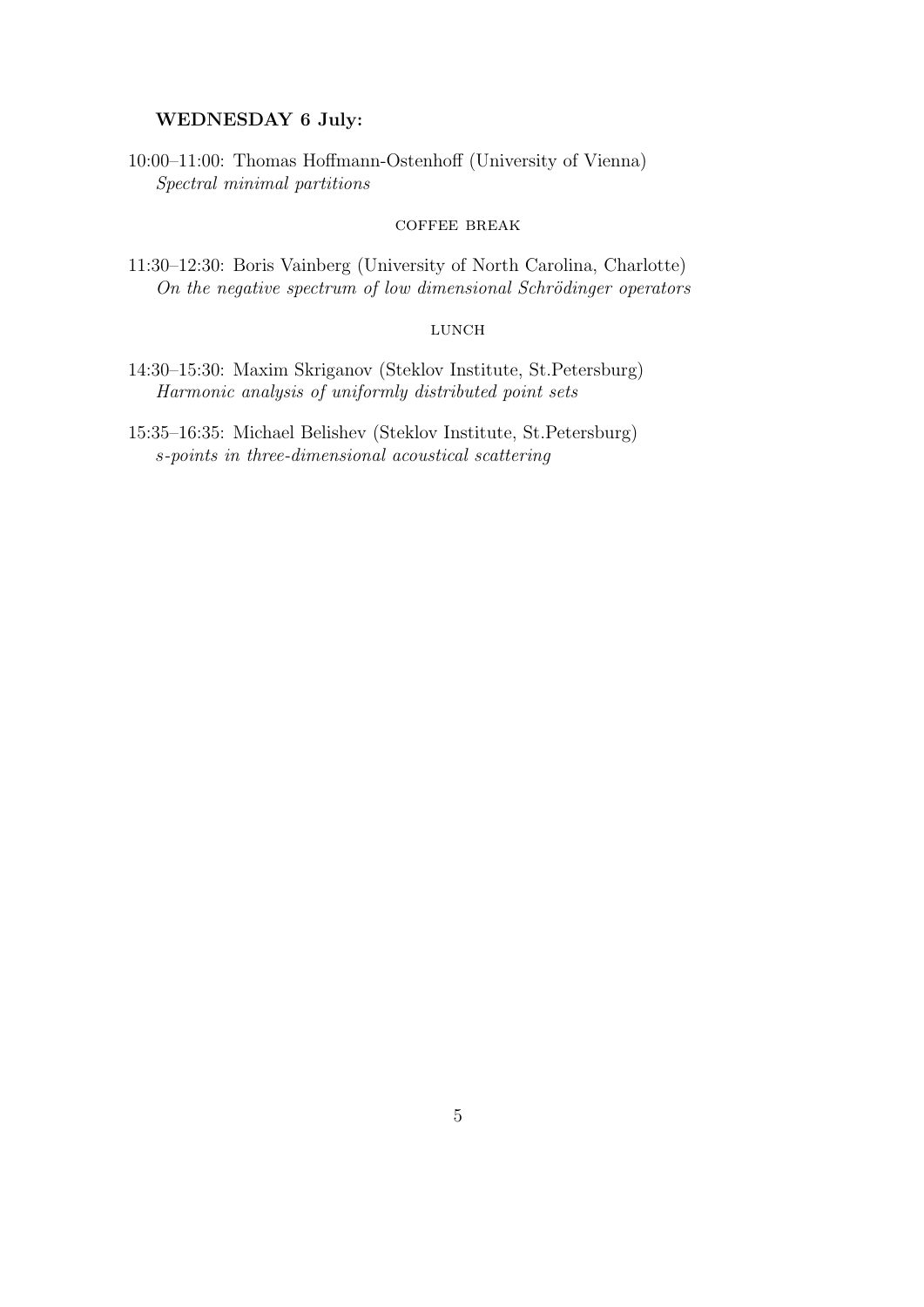**WEDNESDAY 6 July:**

10:00–11:00: Thomas Hoffmann-Ostenhoff (University of Vienna)
*Spectral minimal partitions*

COFFEE BREAK

11:30–12:30: Boris Vainberg (University of North Carolina, Charlotte)
*On the negative spectrum of low dimensional Schrödinger operators*

LUNCH

14:30–15:30: Maxim Skriganov (Steklov Institute, St.Petersburg)
*Harmonic analysis of uniformly distributed point sets*

15:35–16:35: Michael Belishev (Steklov Institute, St.Petersburg)
*s-points in three-dimensional acoustical scattering*